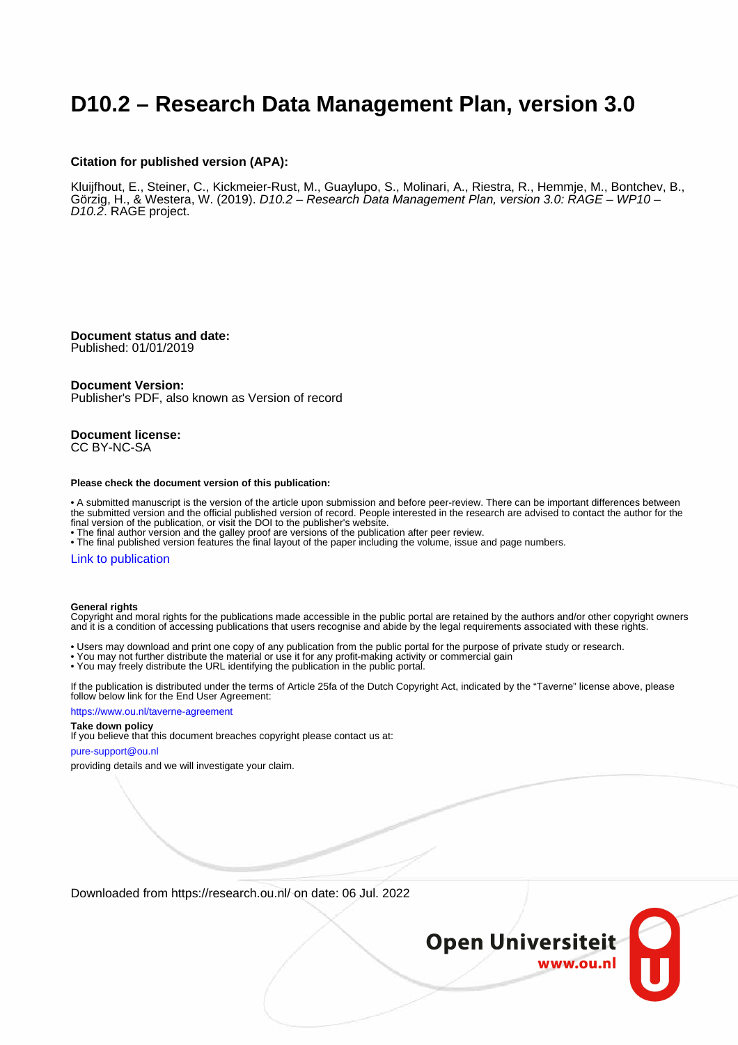# D10.2 – Research Data Management Plan, version 3.0

**Citation for published version (APA):**

Kluijfhout, E., Steiner, C., Kickmeier-Rust, M., Guaylupo, S., Molinari, A., Riestra, R., Hemmje, M., Bontchev, B., Görzig, H., & Westera, W. (2019). *D10.2 – Research Data Management Plan, version 3.0: RAGE – WP10 – D10.2*. RAGE project.

**Document status and date:**
Published: 01/01/2019

**Document Version:**
Publisher's PDF, also known as Version of record

**Document license:**
CC BY-NC-SA

**Please check the document version of this publication:**

• A submitted manuscript is the version of the article upon submission and before peer-review. There can be important differences between the submitted version and the official published version of record. People interested in the research are advised to contact the author for the final version of the publication, or visit the DOI to the publisher's website.
• The final author version and the galley proof are versions of the publication after peer review.
• The final published version features the final layout of the paper including the volume, issue and page numbers.

Link to publication

**General rights**
Copyright and moral rights for the publications made accessible in the public portal are retained by the authors and/or other copyright owners and it is a condition of accessing publications that users recognise and abide by the legal requirements associated with these rights.

• Users may download and print one copy of any publication from the public portal for the purpose of private study or research.
• You may not further distribute the material or use it for any profit-making activity or commercial gain
• You may freely distribute the URL identifying the publication in the public portal.

If the publication is distributed under the terms of Article 25fa of the Dutch Copyright Act, indicated by the "Taverne" license above, please follow below link for the End User Agreement:

https://www.ou.nl/taverne-agreement

**Take down policy**
If you believe that this document breaches copyright please contact us at:

pure-support@ou.nl

providing details and we will investigate your claim.

Downloaded from https://research.ou.nl/ on date: 06 Jul. 2022

Open Universiteit
www.ou.nl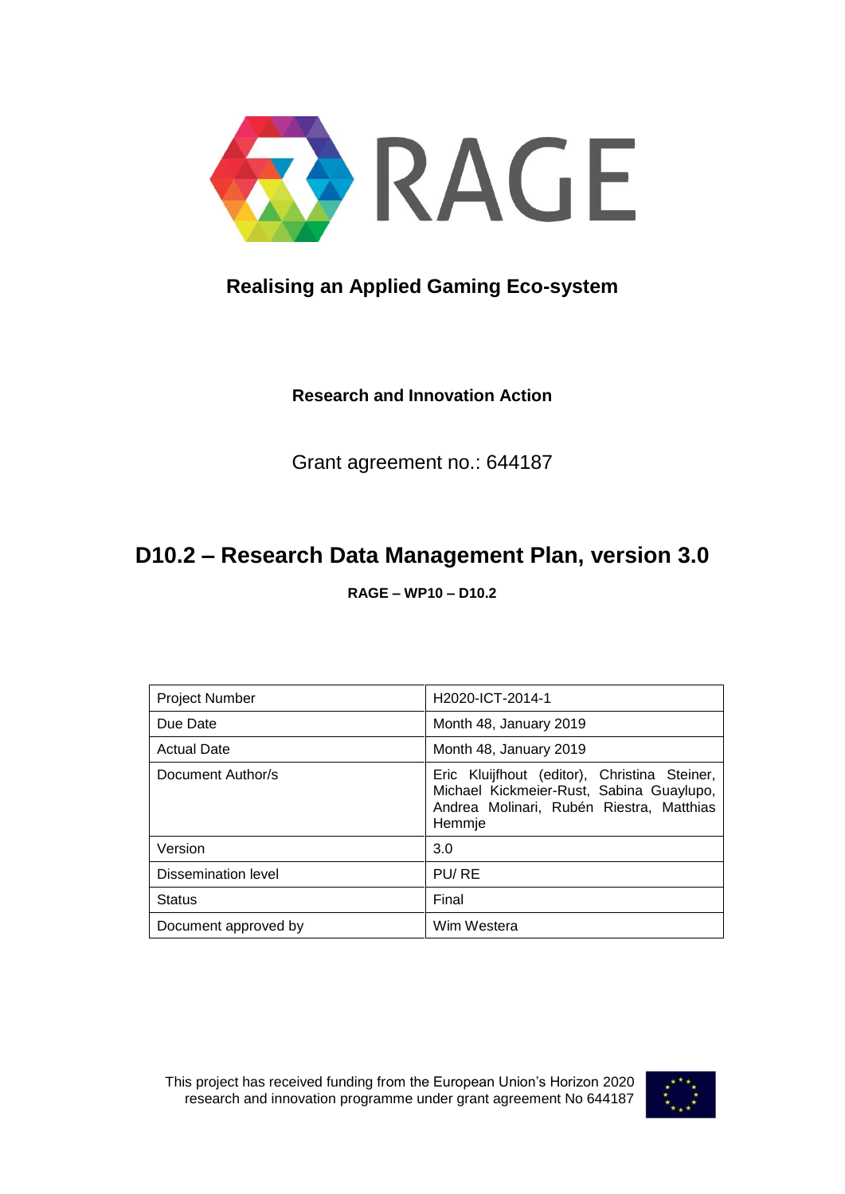# Realising an Applied Gaming Eco-system

**Research and Innovation Action**

Grant agreement no.: 644187

## D10.2 – Research Data Management Plan, version 3.0

**RAGE – WP10 – D10.2**

| Project Number | H2020-ICT-2014-1 |
|---|---|
| Due Date | Month 48, January 2019 |
| Actual Date | Month 48, January 2019 |
| Document Author/s | Eric Kluijfhout (editor), Christina Steiner, Michael Kickmeier-Rust, Sabina Guaylupo, Andrea Molinari, Rubén Riestra, Matthias Hemmje |
| Version | 3.0 |
| Dissemination level | PU/ RE |
| Status | Final |
| Document approved by | Wim Westera |

This project has received funding from the European Union's Horizon 2020 research and innovation programme under grant agreement No 644187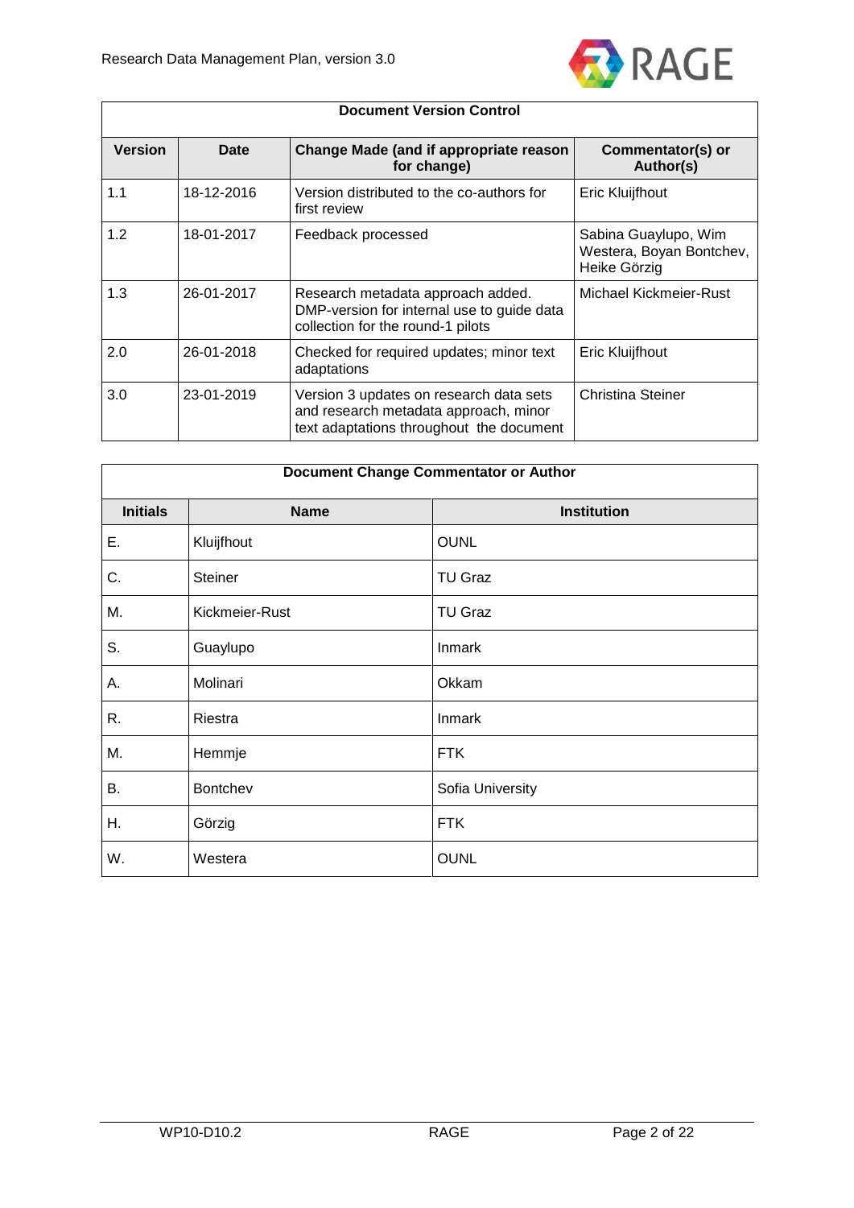| Document Version Control | | | |
|---|---|---|---|
| **Version** | **Date** | **Change Made (and if appropriate reason for change)** | **Commentator(s) or Author(s)** |
| 1.1 | 18-12-2016 | Version distributed to the co-authors for first review | Eric Kluijfhout |
| 1.2 | 18-01-2017 | Feedback processed | Sabina Guaylupo, Wim Westera, Boyan Bontchev, Heike Görzig |
| 1.3 | 26-01-2017 | Research metadata approach added. DMP-version for internal use to guide data collection for the round-1 pilots | Michael Kickmeier-Rust |
| 2.0 | 26-01-2018 | Checked for required updates; minor text adaptations | Eric Kluijfhout |
| 3.0 | 23-01-2019 | Version 3 updates on research data sets and research metadata approach, minor text adaptations throughout the document | Christina Steiner |

| Document Change Commentator or Author | | |
|---|---|---|
| **Initials** | **Name** | **Institution** |
| E. | Kluijfhout | OUNL |
| C. | Steiner | TU Graz |
| M. | Kickmeier-Rust | TU Graz |
| S. | Guaylupo | Inmark |
| A. | Molinari | Okkam |
| R. | Riestra | Inmark |
| M. | Hemmje | FTK |
| B. | Bontchev | Sofia University |
| H. | Görzig | FTK |
| W. | Westera | OUNL |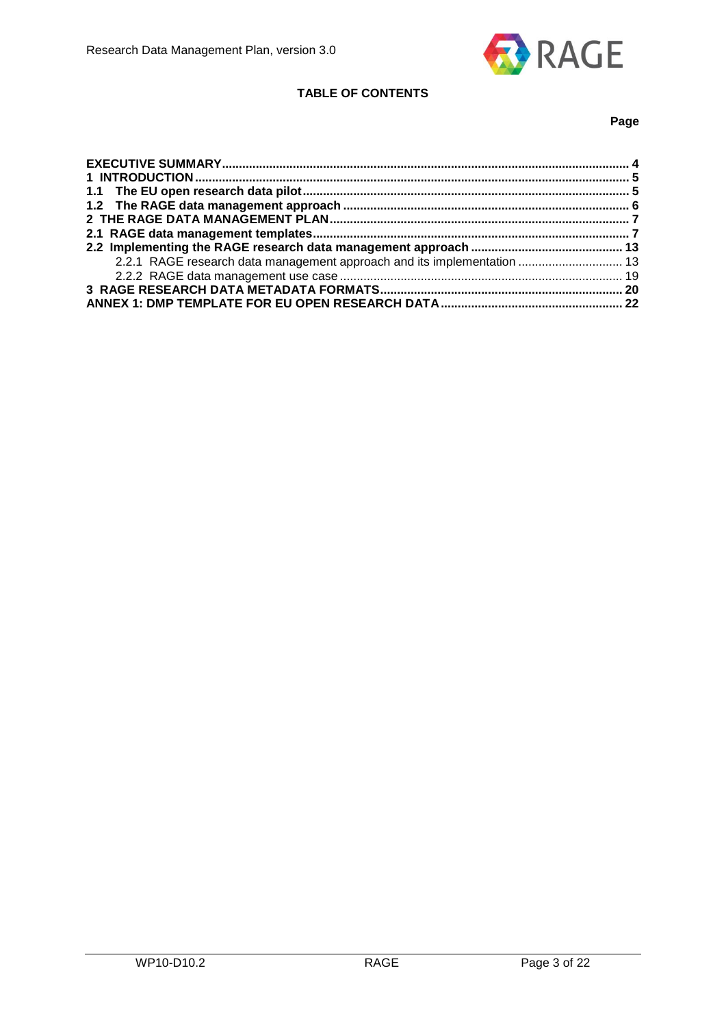**TABLE OF CONTENTS**

**Page**

**EXECUTIVE SUMMARY** ........................................................................................................ **4**
**1 INTRODUCTION** ................................................................................................................ **5**
**1.1 The EU open research data pilot** ................................................................................ **5**
**1.2 The RAGE data management approach** .................................................................... **6**
**2 THE RAGE DATA MANAGEMENT PLAN** ........................................................................ **7**
**2.1 RAGE data management templates** ............................................................................ **7**
**2.2 Implementing the RAGE research data management approach** ............................ **13**
2.2.1 RAGE research data management approach and its implementation ............................ 13
2.2.2 RAGE data management use case ................................................................................ 19
**3 RAGE RESEARCH DATA METADATA FORMATS** ....................................................... **20**
**ANNEX 1: DMP TEMPLATE FOR EU OPEN RESEARCH DATA** ...................................... **22**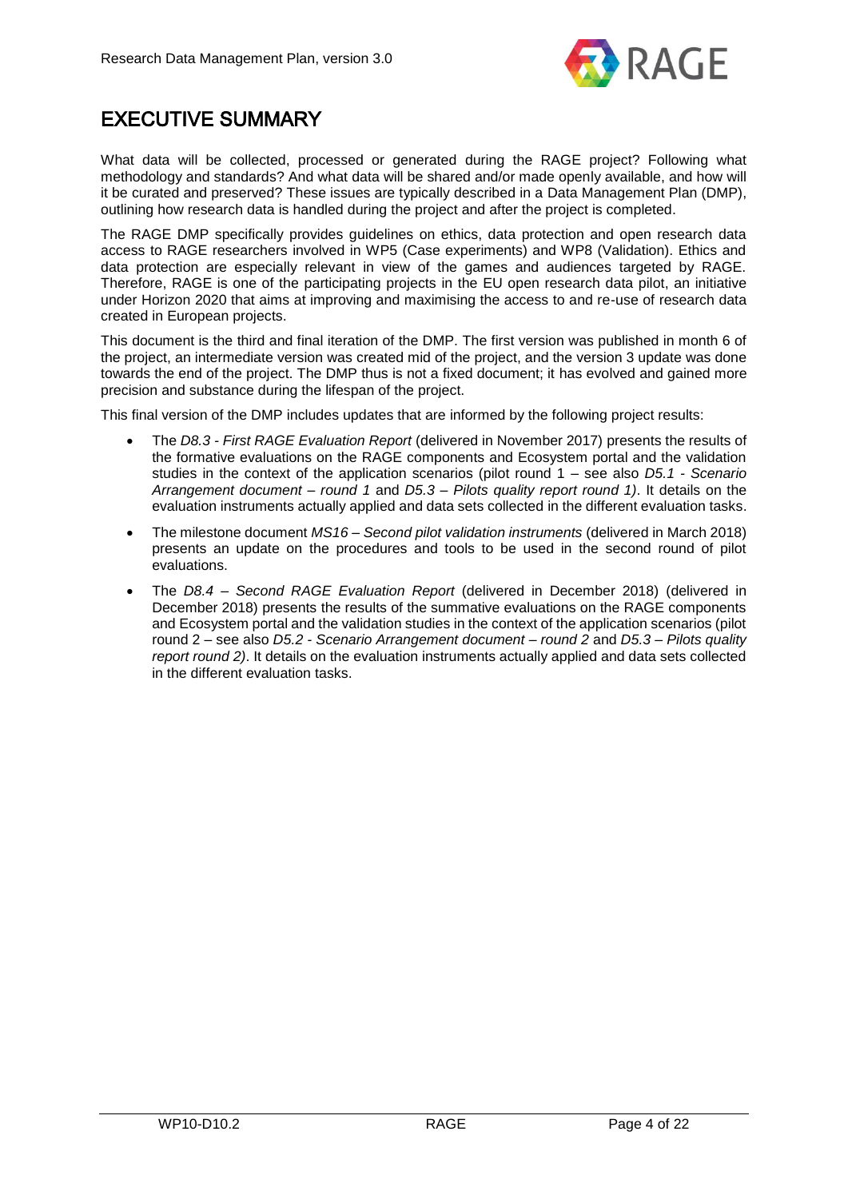# EXECUTIVE SUMMARY

What data will be collected, processed or generated during the RAGE project? Following what methodology and standards? And what data will be shared and/or made openly available, and how will it be curated and preserved? These issues are typically described in a Data Management Plan (DMP), outlining how research data is handled during the project and after the project is completed.

The RAGE DMP specifically provides guidelines on ethics, data protection and open research data access to RAGE researchers involved in WP5 (Case experiments) and WP8 (Validation). Ethics and data protection are especially relevant in view of the games and audiences targeted by RAGE. Therefore, RAGE is one of the participating projects in the EU open research data pilot, an initiative under Horizon 2020 that aims at improving and maximising the access to and re-use of research data created in European projects.

This document is the third and final iteration of the DMP. The first version was published in month 6 of the project, an intermediate version was created mid of the project, and the version 3 update was done towards the end of the project. The DMP thus is not a fixed document; it has evolved and gained more precision and substance during the lifespan of the project.

This final version of the DMP includes updates that are informed by the following project results:

- The *D8.3 - First RAGE Evaluation Report* (delivered in November 2017) presents the results of the formative evaluations on the RAGE components and Ecosystem portal and the validation studies in the context of the application scenarios (pilot round 1 – see also *D5.1 - Scenario Arrangement document – round 1* and *D5.3 – Pilots quality report round 1)*. It details on the evaluation instruments actually applied and data sets collected in the different evaluation tasks.
- The milestone document *MS16 – Second pilot validation instruments* (delivered in March 2018) presents an update on the procedures and tools to be used in the second round of pilot evaluations.
- The *D8.4 – Second RAGE Evaluation Report* (delivered in December 2018) (delivered in December 2018) presents the results of the summative evaluations on the RAGE components and Ecosystem portal and the validation studies in the context of the application scenarios (pilot round 2 – see also *D5.2 - Scenario Arrangement document – round 2* and *D5.3 – Pilots quality report round 2)*. It details on the evaluation instruments actually applied and data sets collected in the different evaluation tasks.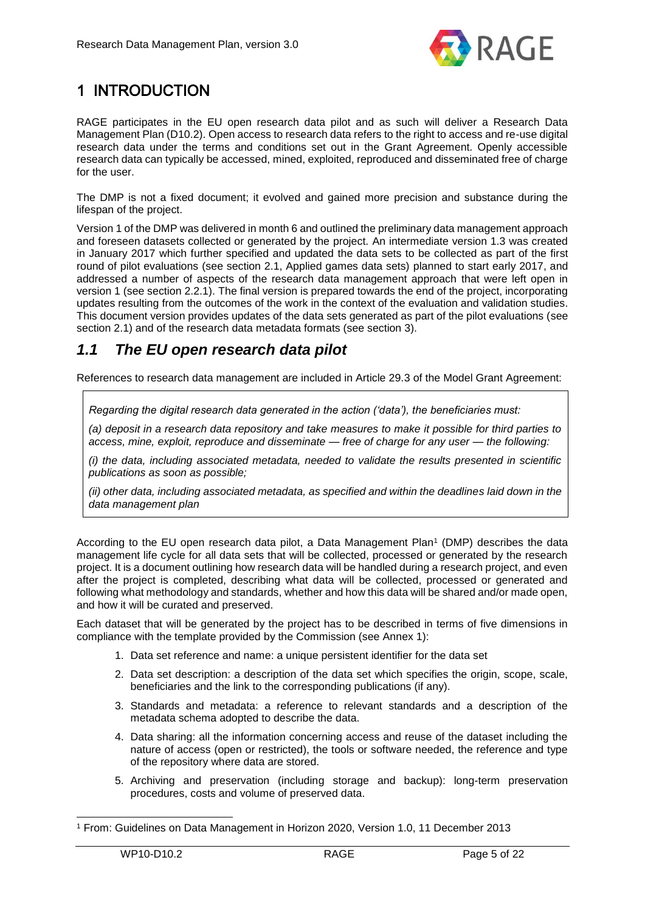# 1 INTRODUCTION

RAGE participates in the EU open research data pilot and as such will deliver a Research Data Management Plan (D10.2). Open access to research data refers to the right to access and re-use digital research data under the terms and conditions set out in the Grant Agreement. Openly accessible research data can typically be accessed, mined, exploited, reproduced and disseminated free of charge for the user.

The DMP is not a fixed document; it evolved and gained more precision and substance during the lifespan of the project.

Version 1 of the DMP was delivered in month 6 and outlined the preliminary data management approach and foreseen datasets collected or generated by the project. An intermediate version 1.3 was created in January 2017 which further specified and updated the data sets to be collected as part of the first round of pilot evaluations (see section 2.1, Applied games data sets) planned to start early 2017, and addressed a number of aspects of the research data management approach that were left open in version 1 (see section 2.2.1). The final version is prepared towards the end of the project, incorporating updates resulting from the outcomes of the work in the context of the evaluation and validation studies. This document version provides updates of the data sets generated as part of the pilot evaluations (see section 2.1) and of the research data metadata formats (see section 3).

## *1.1 The EU open research data pilot*

References to research data management are included in Article 29.3 of the Model Grant Agreement:

> *Regarding the digital research data generated in the action ('data'), the beneficiaries must:*
>
> *(a) deposit in a research data repository and take measures to make it possible for third parties to access, mine, exploit, reproduce and disseminate — free of charge for any user — the following:*
>
> *(i) the data, including associated metadata, needed to validate the results presented in scientific publications as soon as possible;*
>
> *(ii) other data, including associated metadata, as specified and within the deadlines laid down in the data management plan*

According to the EU open research data pilot, a Data Management Plan[1] (DMP) describes the data management life cycle for all data sets that will be collected, processed or generated by the research project. It is a document outlining how research data will be handled during a research project, and even after the project is completed, describing what data will be collected, processed or generated and following what methodology and standards, whether and how this data will be shared and/or made open, and how it will be curated and preserved.

Each dataset that will be generated by the project has to be described in terms of five dimensions in compliance with the template provided by the Commission (see Annex 1):

1. Data set reference and name: a unique persistent identifier for the data set
2. Data set description: a description of the data set which specifies the origin, scope, scale, beneficiaries and the link to the corresponding publications (if any).
3. Standards and metadata: a reference to relevant standards and a description of the metadata schema adopted to describe the data.
4. Data sharing: all the information concerning access and reuse of the dataset including the nature of access (open or restricted), the tools or software needed, the reference and type of the repository where data are stored.
5. Archiving and preservation (including storage and backup): long-term preservation procedures, costs and volume of preserved data.

[1] From: Guidelines on Data Management in Horizon 2020, Version 1.0, 11 December 2013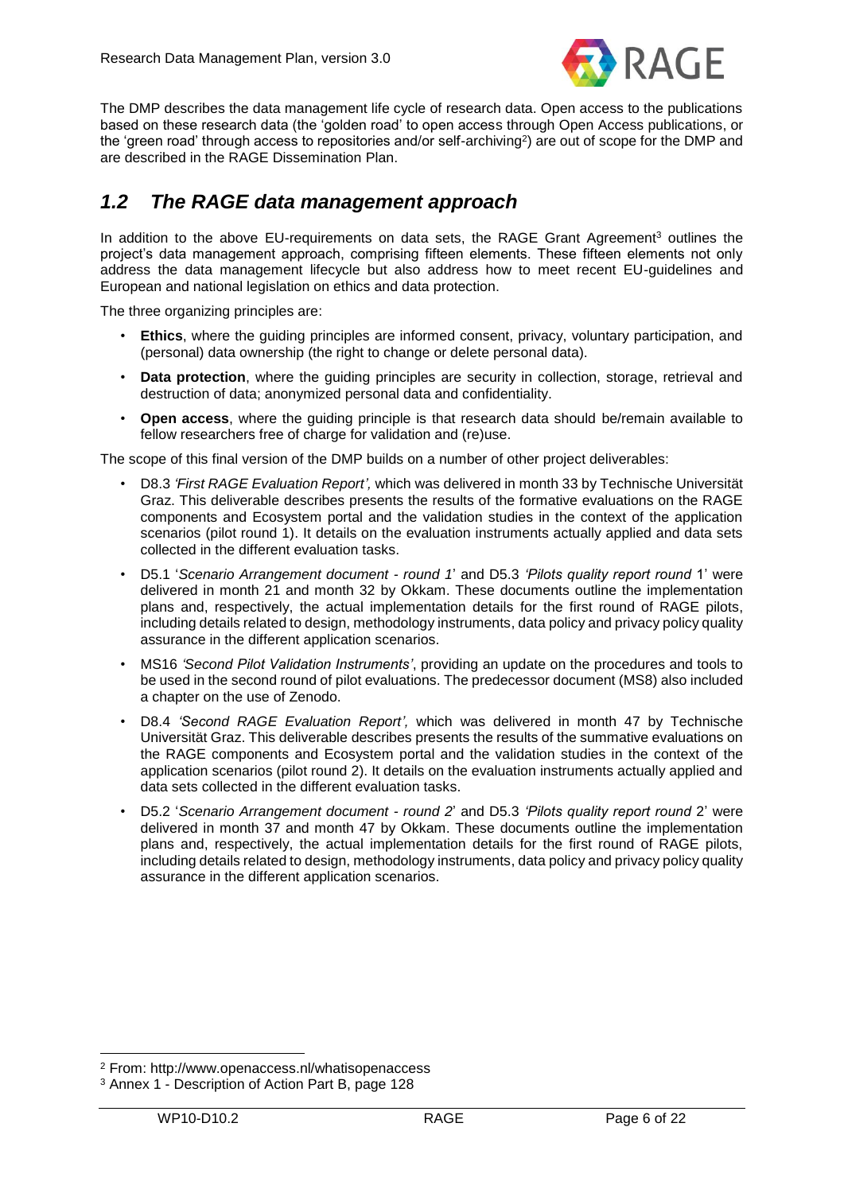The DMP describes the data management life cycle of research data. Open access to the publications based on these research data (the 'golden road' to open access through Open Access publications, or the 'green road' through access to repositories and/or self-archiving[2]) are out of scope for the DMP and are described in the RAGE Dissemination Plan.

## *1.2 The RAGE data management approach*

In addition to the above EU-requirements on data sets, the RAGE Grant Agreement[3] outlines the project's data management approach, comprising fifteen elements. These fifteen elements not only address the data management lifecycle but also address how to meet recent EU-guidelines and European and national legislation on ethics and data protection.

The three organizing principles are:

- **Ethics**, where the guiding principles are informed consent, privacy, voluntary participation, and (personal) data ownership (the right to change or delete personal data).
- **Data protection**, where the guiding principles are security in collection, storage, retrieval and destruction of data; anonymized personal data and confidentiality.
- **Open access**, where the guiding principle is that research data should be/remain available to fellow researchers free of charge for validation and (re)use.

The scope of this final version of the DMP builds on a number of other project deliverables:

- D8.3 *'First RAGE Evaluation Report',* which was delivered in month 33 by Technische Universität Graz. This deliverable describes presents the results of the formative evaluations on the RAGE components and Ecosystem portal and the validation studies in the context of the application scenarios (pilot round 1). It details on the evaluation instruments actually applied and data sets collected in the different evaluation tasks.
- D5.1 '*Scenario Arrangement document - round 1*' and D5.3 *'Pilots quality report round* 1' were delivered in month 21 and month 32 by Okkam. These documents outline the implementation plans and, respectively, the actual implementation details for the first round of RAGE pilots, including details related to design, methodology instruments, data policy and privacy policy quality assurance in the different application scenarios.
- MS16 *'Second Pilot Validation Instruments'*, providing an update on the procedures and tools to be used in the second round of pilot evaluations. The predecessor document (MS8) also included a chapter on the use of Zenodo.
- D8.4 *'Second RAGE Evaluation Report',* which was delivered in month 47 by Technische Universität Graz. This deliverable describes presents the results of the summative evaluations on the RAGE components and Ecosystem portal and the validation studies in the context of the application scenarios (pilot round 2). It details on the evaluation instruments actually applied and data sets collected in the different evaluation tasks.
- D5.2 '*Scenario Arrangement document - round 2*' and D5.3 *'Pilots quality report round* 2' were delivered in month 37 and month 47 by Okkam. These documents outline the implementation plans and, respectively, the actual implementation details for the first round of RAGE pilots, including details related to design, methodology instruments, data policy and privacy policy quality assurance in the different application scenarios.

---

[2] From: http://www.openaccess.nl/whatisopenaccess

[3] Annex 1 - Description of Action Part B, page 128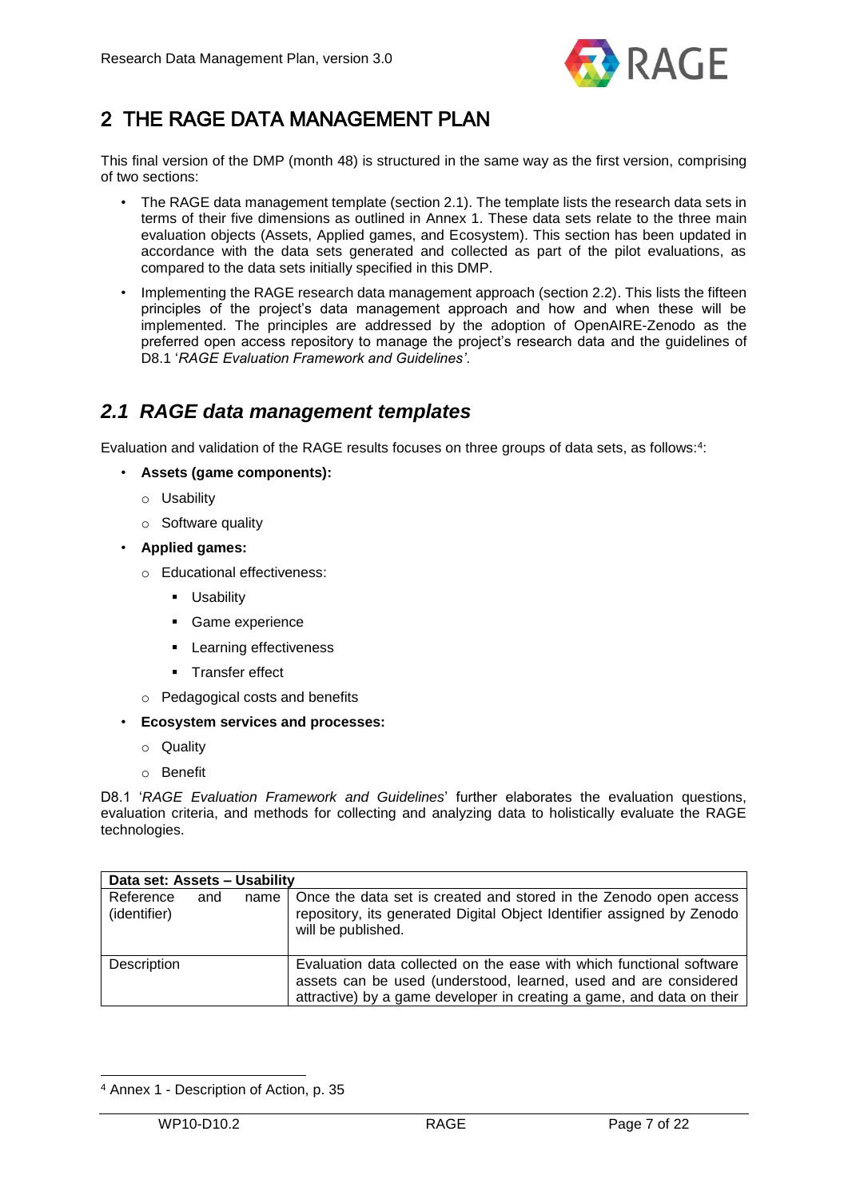# 2 THE RAGE DATA MANAGEMENT PLAN

This final version of the DMP (month 48) is structured in the same way as the first version, comprising of two sections:

- The RAGE data management template (section 2.1). The template lists the research data sets in terms of their five dimensions as outlined in Annex 1. These data sets relate to the three main evaluation objects (Assets, Applied games, and Ecosystem). This section has been updated in accordance with the data sets generated and collected as part of the pilot evaluations, as compared to the data sets initially specified in this DMP.
- Implementing the RAGE research data management approach (section 2.2). This lists the fifteen principles of the project's data management approach and how and when these will be implemented. The principles are addressed by the adoption of OpenAIRE-Zenodo as the preferred open access repository to manage the project's research data and the guidelines of D8.1 '*RAGE Evaluation Framework and Guidelines'*.

## *2.1 RAGE data management templates*

Evaluation and validation of the RAGE results focuses on three groups of data sets, as follows:[4]:

- **Assets (game components):**
  - Usability
  - Software quality
- **Applied games:**
  - Educational effectiveness:
    - Usability
    - Game experience
    - Learning effectiveness
    - Transfer effect
  - Pedagogical costs and benefits
- **Ecosystem services and processes:**
  - Quality
  - Benefit

D8.1 '*RAGE Evaluation Framework and Guidelines*' further elaborates the evaluation questions, evaluation criteria, and methods for collecting and analyzing data to holistically evaluate the RAGE technologies.

| **Data set: Assets – Usability** | |
|---|---|
| Reference and name (identifier) | Once the data set is created and stored in the Zenodo open access repository, its generated Digital Object Identifier assigned by Zenodo will be published. |
| Description | Evaluation data collected on the ease with which functional software assets can be used (understood, learned, used and are considered attractive) by a game developer in creating a game, and data on their |

[4] Annex 1 - Description of Action, p. 35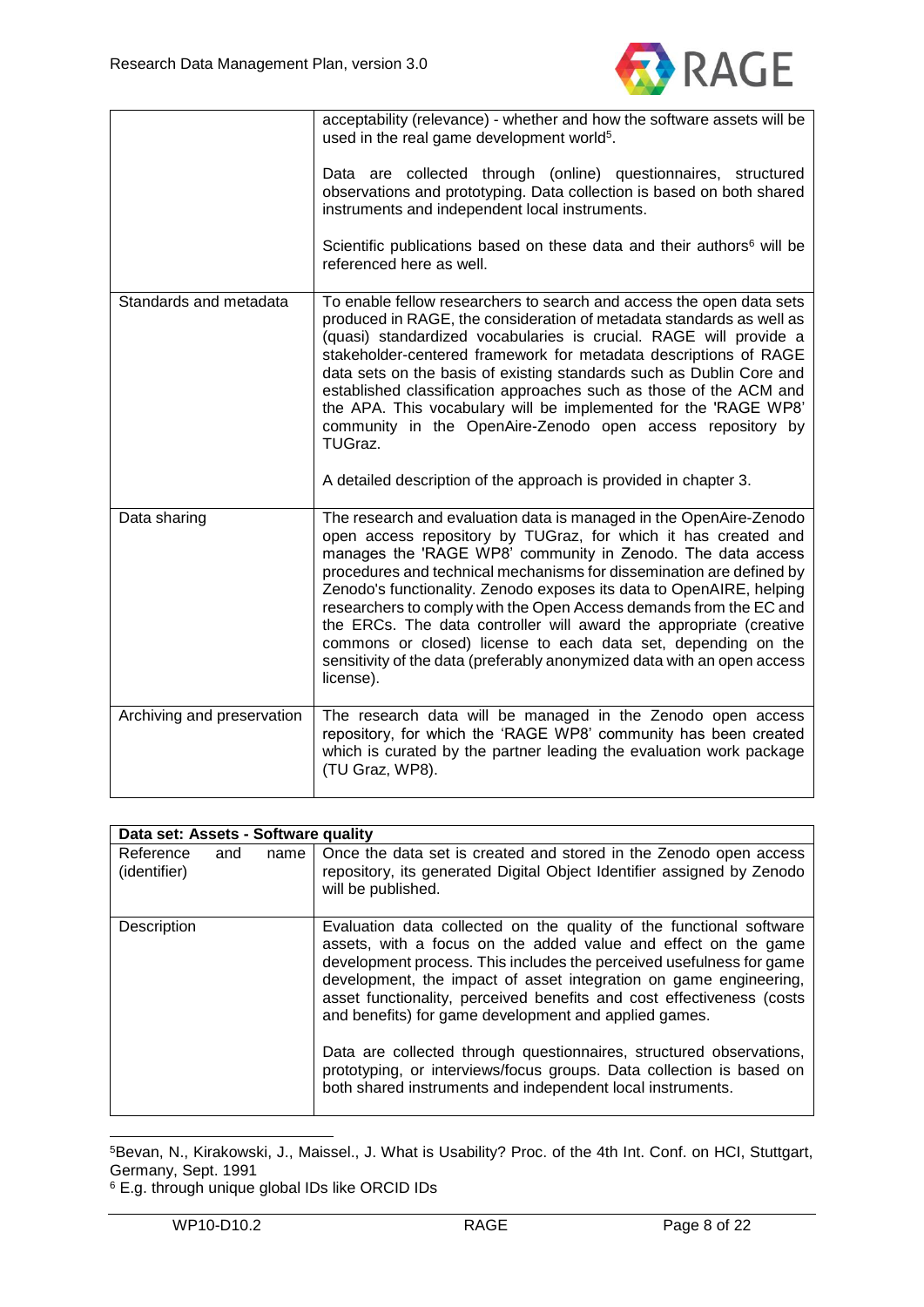| | |
|---|---|
| | acceptability (relevance) - whether and how the software assets will be used in the real game development world[5].<br><br>Data are collected through (online) questionnaires, structured observations and prototyping. Data collection is based on both shared instruments and independent local instruments.<br><br>Scientific publications based on these data and their authors[6] will be referenced here as well. |
| Standards and metadata | To enable fellow researchers to search and access the open data sets produced in RAGE, the consideration of metadata standards as well as (quasi) standardized vocabularies is crucial. RAGE will provide a stakeholder-centered framework for metadata descriptions of RAGE data sets on the basis of existing standards such as Dublin Core and established classification approaches such as those of the ACM and the APA. This vocabulary will be implemented for the 'RAGE WP8' community in the OpenAire-Zenodo open access repository by TUGraz.<br><br>A detailed description of the approach is provided in chapter 3. |
| Data sharing | The research and evaluation data is managed in the OpenAire-Zenodo open access repository by TUGraz, for which it has created and manages the 'RAGE WP8' community in Zenodo. The data access procedures and technical mechanisms for dissemination are defined by Zenodo's functionality. Zenodo exposes its data to OpenAIRE, helping researchers to comply with the Open Access demands from the EC and the ERCs. The data controller will award the appropriate (creative commons or closed) license to each data set, depending on the sensitivity of the data (preferably anonymized data with an open access license). |
| Archiving and preservation | The research data will be managed in the Zenodo open access repository, for which the 'RAGE WP8' community has been created which is curated by the partner leading the evaluation work package (TU Graz, WP8). |

| **Data set: Assets - Software quality** | |
|---|---|
| Reference and name (identifier) | Once the data set is created and stored in the Zenodo open access repository, its generated Digital Object Identifier assigned by Zenodo will be published. |
| Description | Evaluation data collected on the quality of the functional software assets, with a focus on the added value and effect on the game development process. This includes the perceived usefulness for game development, the impact of asset integration on game engineering, asset functionality, perceived benefits and cost effectiveness (costs and benefits) for game development and applied games.<br><br>Data are collected through questionnaires, structured observations, prototyping, or interviews/focus groups. Data collection is based on both shared instruments and independent local instruments. |

[5] Bevan, N., Kirakowski, J., Maissel., J. What is Usability? Proc. of the 4th Int. Conf. on HCI, Stuttgart, Germany, Sept. 1991

[6] E.g. through unique global IDs like ORCID IDs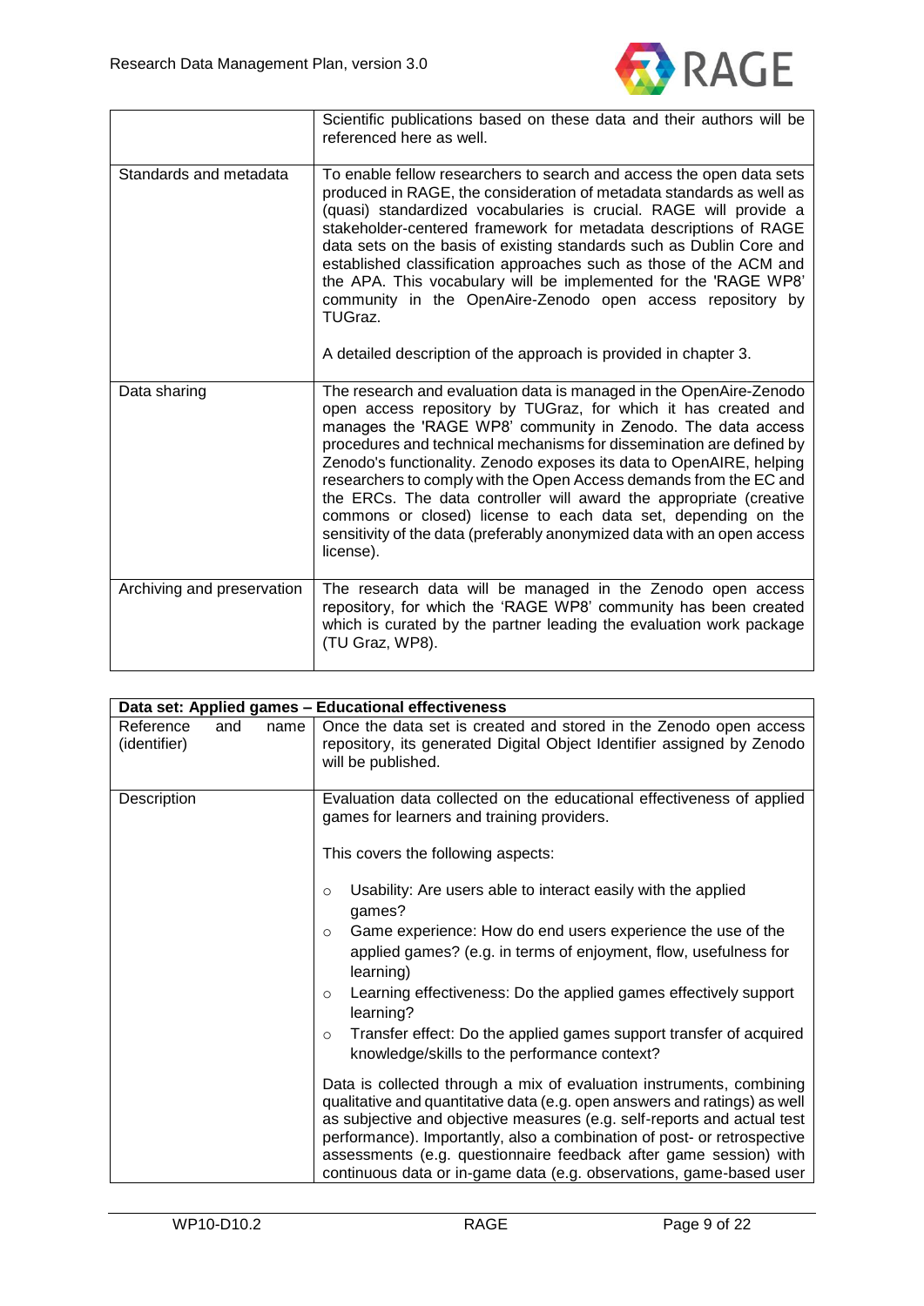| | |
|---|---|
| | Scientific publications based on these data and their authors will be referenced here as well. |
| Standards and metadata | To enable fellow researchers to search and access the open data sets produced in RAGE, the consideration of metadata standards as well as (quasi) standardized vocabularies is crucial. RAGE will provide a stakeholder-centered framework for metadata descriptions of RAGE data sets on the basis of existing standards such as Dublin Core and established classification approaches such as those of the ACM and the APA. This vocabulary will be implemented for the 'RAGE WP8' community in the OpenAire-Zenodo open access repository by TUGraz.<br><br>A detailed description of the approach is provided in chapter 3. |
| Data sharing | The research and evaluation data is managed in the OpenAire-Zenodo open access repository by TUGraz, for which it has created and manages the 'RAGE WP8' community in Zenodo. The data access procedures and technical mechanisms for dissemination are defined by Zenodo's functionality. Zenodo exposes its data to OpenAIRE, helping researchers to comply with the Open Access demands from the EC and the ERCs. The data controller will award the appropriate (creative commons or closed) license to each data set, depending on the sensitivity of the data (preferably anonymized data with an open access license). |
| Archiving and preservation | The research data will be managed in the Zenodo open access repository, for which the 'RAGE WP8' community has been created which is curated by the partner leading the evaluation work package (TU Graz, WP8). |

| **Data set: Applied games – Educational effectiveness** | |
|---|---|
| Reference and name (identifier) | Once the data set is created and stored in the Zenodo open access repository, its generated Digital Object Identifier assigned by Zenodo will be published. |
| Description | Evaluation data collected on the educational effectiveness of applied games for learners and training providers.<br><br>This covers the following aspects:<br><br>○ Usability: Are users able to interact easily with the applied games?<br>○ Game experience: How do end users experience the use of the applied games? (e.g. in terms of enjoyment, flow, usefulness for learning)<br>○ Learning effectiveness: Do the applied games effectively support learning?<br>○ Transfer effect: Do the applied games support transfer of acquired knowledge/skills to the performance context?<br><br>Data is collected through a mix of evaluation instruments, combining qualitative and quantitative data (e.g. open answers and ratings) as well as subjective and objective measures (e.g. self-reports and actual test performance). Importantly, also a combination of post- or retrospective assessments (e.g. questionnaire feedback after game session) with continuous data or in-game data (e.g. observations, game-based user |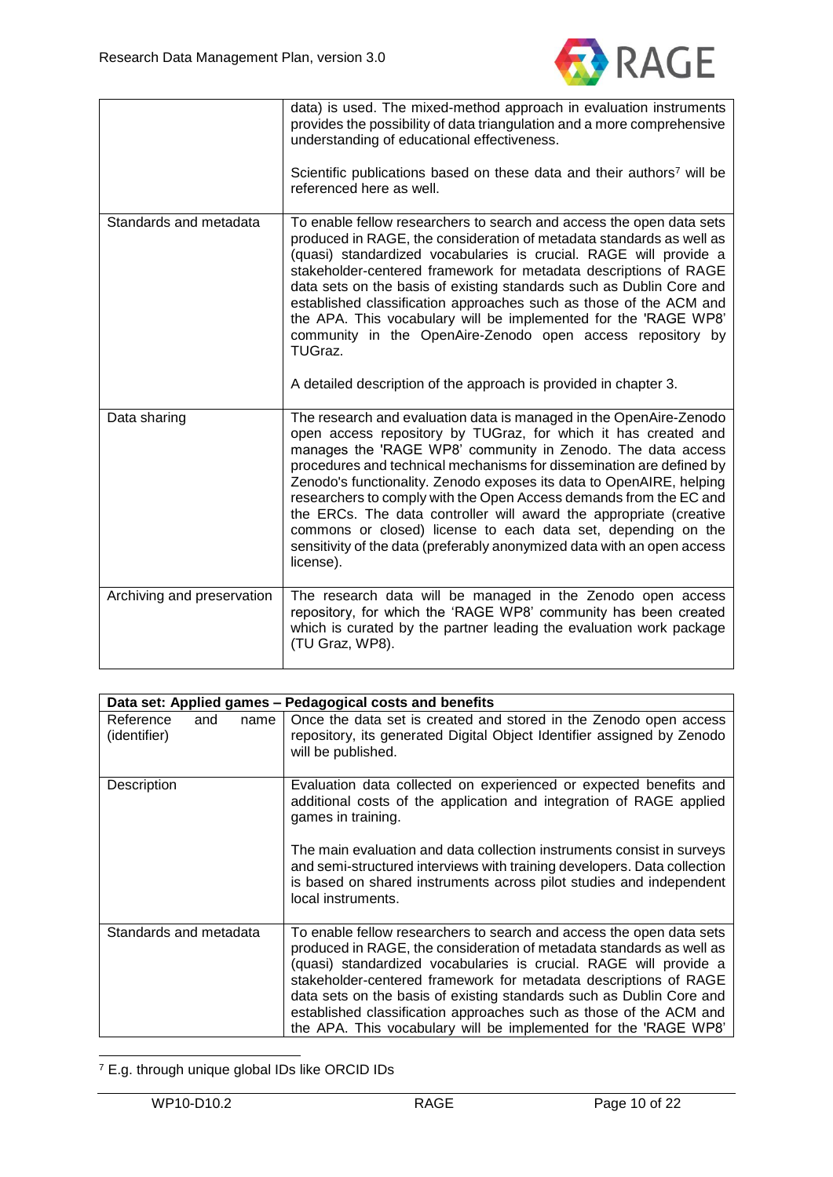| | |
|---|---|
| | data) is used. The mixed-method approach in evaluation instruments provides the possibility of data triangulation and a more comprehensive understanding of educational effectiveness.<br><br>Scientific publications based on these data and their authors[7] will be referenced here as well. |
| Standards and metadata | To enable fellow researchers to search and access the open data sets produced in RAGE, the consideration of metadata standards as well as (quasi) standardized vocabularies is crucial. RAGE will provide a stakeholder-centered framework for metadata descriptions of RAGE data sets on the basis of existing standards such as Dublin Core and established classification approaches such as those of the ACM and the APA. This vocabulary will be implemented for the 'RAGE WP8' community in the OpenAire-Zenodo open access repository by TUGraz.<br><br>A detailed description of the approach is provided in chapter 3. |
| Data sharing | The research and evaluation data is managed in the OpenAire-Zenodo open access repository by TUGraz, for which it has created and manages the 'RAGE WP8' community in Zenodo. The data access procedures and technical mechanisms for dissemination are defined by Zenodo's functionality. Zenodo exposes its data to OpenAIRE, helping researchers to comply with the Open Access demands from the EC and the ERCs. The data controller will award the appropriate (creative commons or closed) license to each data set, depending on the sensitivity of the data (preferably anonymized data with an open access license). |
| Archiving and preservation | The research data will be managed in the Zenodo open access repository, for which the 'RAGE WP8' community has been created which is curated by the partner leading the evaluation work package (TU Graz, WP8). |

| **Data set: Applied games – Pedagogical costs and benefits** | |
|---|---|
| Reference and name (identifier) | Once the data set is created and stored in the Zenodo open access repository, its generated Digital Object Identifier assigned by Zenodo will be published. |
| Description | Evaluation data collected on experienced or expected benefits and additional costs of the application and integration of RAGE applied games in training.<br><br>The main evaluation and data collection instruments consist in surveys and semi-structured interviews with training developers. Data collection is based on shared instruments across pilot studies and independent local instruments. |
| Standards and metadata | To enable fellow researchers to search and access the open data sets produced in RAGE, the consideration of metadata standards as well as (quasi) standardized vocabularies is crucial. RAGE will provide a stakeholder-centered framework for metadata descriptions of RAGE data sets on the basis of existing standards such as Dublin Core and established classification approaches such as those of the ACM and the APA. This vocabulary will be implemented for the 'RAGE WP8' |

[7] E.g. through unique global IDs like ORCID IDs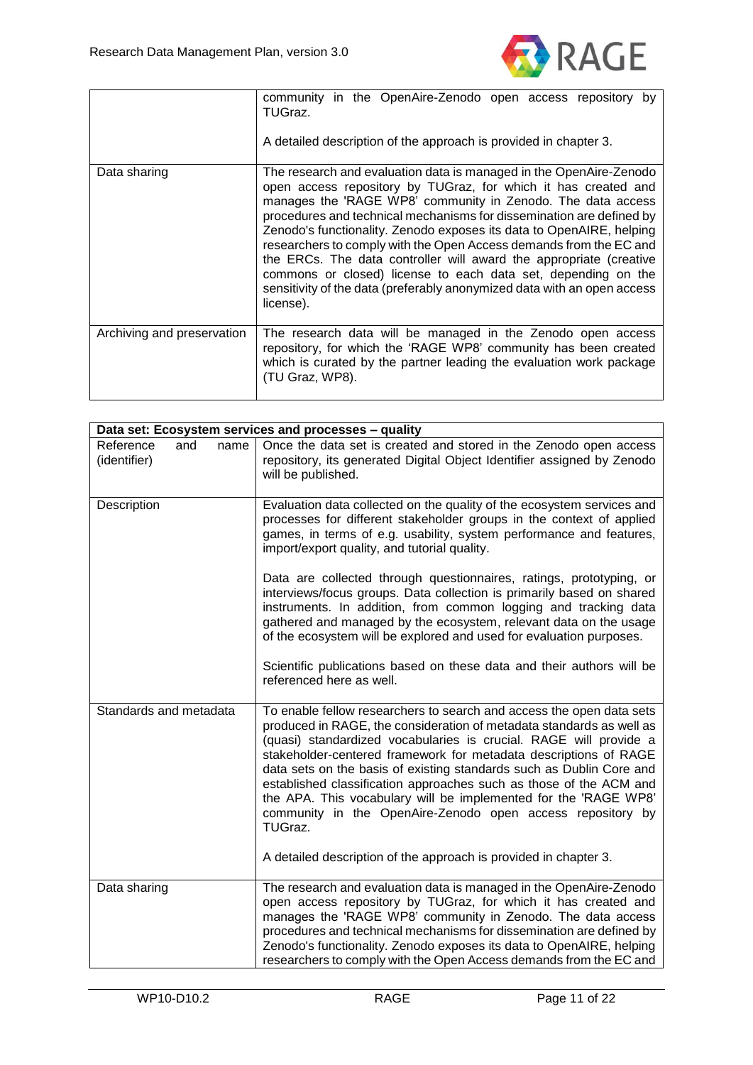| | |
|---|---|
| | community in the OpenAire-Zenodo open access repository by TUGraz.<br><br>A detailed description of the approach is provided in chapter 3. |
| Data sharing | The research and evaluation data is managed in the OpenAire-Zenodo open access repository by TUGraz, for which it has created and manages the 'RAGE WP8' community in Zenodo. The data access procedures and technical mechanisms for dissemination are defined by Zenodo's functionality. Zenodo exposes its data to OpenAIRE, helping researchers to comply with the Open Access demands from the EC and the ERCs. The data controller will award the appropriate (creative commons or closed) license to each data set, depending on the sensitivity of the data (preferably anonymized data with an open access license). |
| Archiving and preservation | The research data will be managed in the Zenodo open access repository, for which the 'RAGE WP8' community has been created which is curated by the partner leading the evaluation work package (TU Graz, WP8). |

| **Data set: Ecosystem services and processes – quality** | |
|---|---|
| Reference and name (identifier) | Once the data set is created and stored in the Zenodo open access repository, its generated Digital Object Identifier assigned by Zenodo will be published. |
| Description | Evaluation data collected on the quality of the ecosystem services and processes for different stakeholder groups in the context of applied games, in terms of e.g. usability, system performance and features, import/export quality, and tutorial quality.<br><br>Data are collected through questionnaires, ratings, prototyping, or interviews/focus groups. Data collection is primarily based on shared instruments. In addition, from common logging and tracking data gathered and managed by the ecosystem, relevant data on the usage of the ecosystem will be explored and used for evaluation purposes.<br><br>Scientific publications based on these data and their authors will be referenced here as well. |
| Standards and metadata | To enable fellow researchers to search and access the open data sets produced in RAGE, the consideration of metadata standards as well as (quasi) standardized vocabularies is crucial. RAGE will provide a stakeholder-centered framework for metadata descriptions of RAGE data sets on the basis of existing standards such as Dublin Core and established classification approaches such as those of the ACM and the APA. This vocabulary will be implemented for the 'RAGE WP8' community in the OpenAire-Zenodo open access repository by TUGraz.<br><br>A detailed description of the approach is provided in chapter 3. |
| Data sharing | The research and evaluation data is managed in the OpenAire-Zenodo open access repository by TUGraz, for which it has created and manages the 'RAGE WP8' community in Zenodo. The data access procedures and technical mechanisms for dissemination are defined by Zenodo's functionality. Zenodo exposes its data to OpenAIRE, helping researchers to comply with the Open Access demands from the EC and |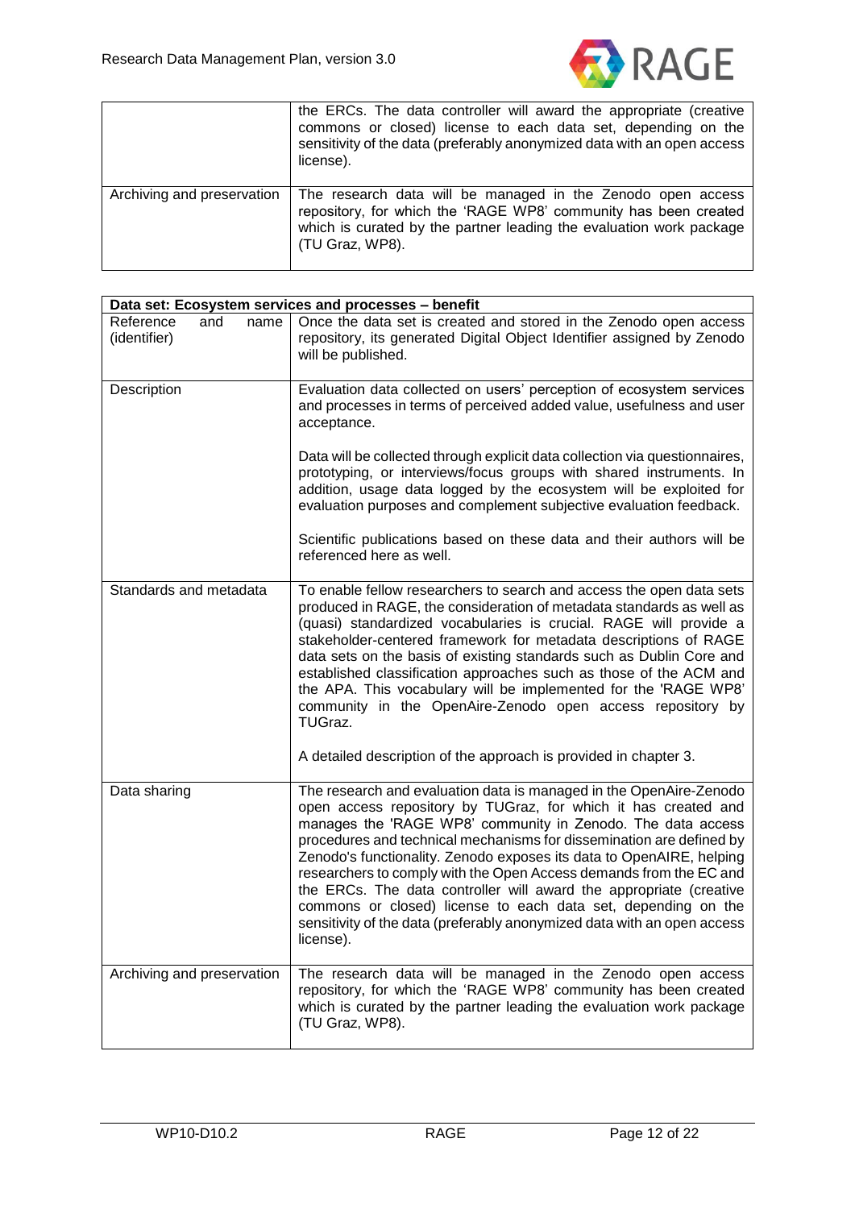| | |
|---|---|
| | the ERCs. The data controller will award the appropriate (creative commons or closed) license to each data set, depending on the sensitivity of the data (preferably anonymized data with an open access license). |
| Archiving and preservation | The research data will be managed in the Zenodo open access repository, for which the 'RAGE WP8' community has been created which is curated by the partner leading the evaluation work package (TU Graz, WP8). |

| **Data set: Ecosystem services and processes – benefit** | |
|---|---|
| Reference and name (identifier) | Once the data set is created and stored in the Zenodo open access repository, its generated Digital Object Identifier assigned by Zenodo will be published. |
| Description | Evaluation data collected on users' perception of ecosystem services and processes in terms of perceived added value, usefulness and user acceptance.<br><br>Data will be collected through explicit data collection via questionnaires, prototyping, or interviews/focus groups with shared instruments. In addition, usage data logged by the ecosystem will be exploited for evaluation purposes and complement subjective evaluation feedback.<br><br>Scientific publications based on these data and their authors will be referenced here as well. |
| Standards and metadata | To enable fellow researchers to search and access the open data sets produced in RAGE, the consideration of metadata standards as well as (quasi) standardized vocabularies is crucial. RAGE will provide a stakeholder-centered framework for metadata descriptions of RAGE data sets on the basis of existing standards such as Dublin Core and established classification approaches such as those of the ACM and the APA. This vocabulary will be implemented for the 'RAGE WP8' community in the OpenAire-Zenodo open access repository by TUGraz.<br><br>A detailed description of the approach is provided in chapter 3. |
| Data sharing | The research and evaluation data is managed in the OpenAire-Zenodo open access repository by TUGraz, for which it has created and manages the 'RAGE WP8' community in Zenodo. The data access procedures and technical mechanisms for dissemination are defined by Zenodo's functionality. Zenodo exposes its data to OpenAIRE, helping researchers to comply with the Open Access demands from the EC and the ERCs. The data controller will award the appropriate (creative commons or closed) license to each data set, depending on the sensitivity of the data (preferably anonymized data with an open access license). |
| Archiving and preservation | The research data will be managed in the Zenodo open access repository, for which the 'RAGE WP8' community has been created which is curated by the partner leading the evaluation work package (TU Graz, WP8). |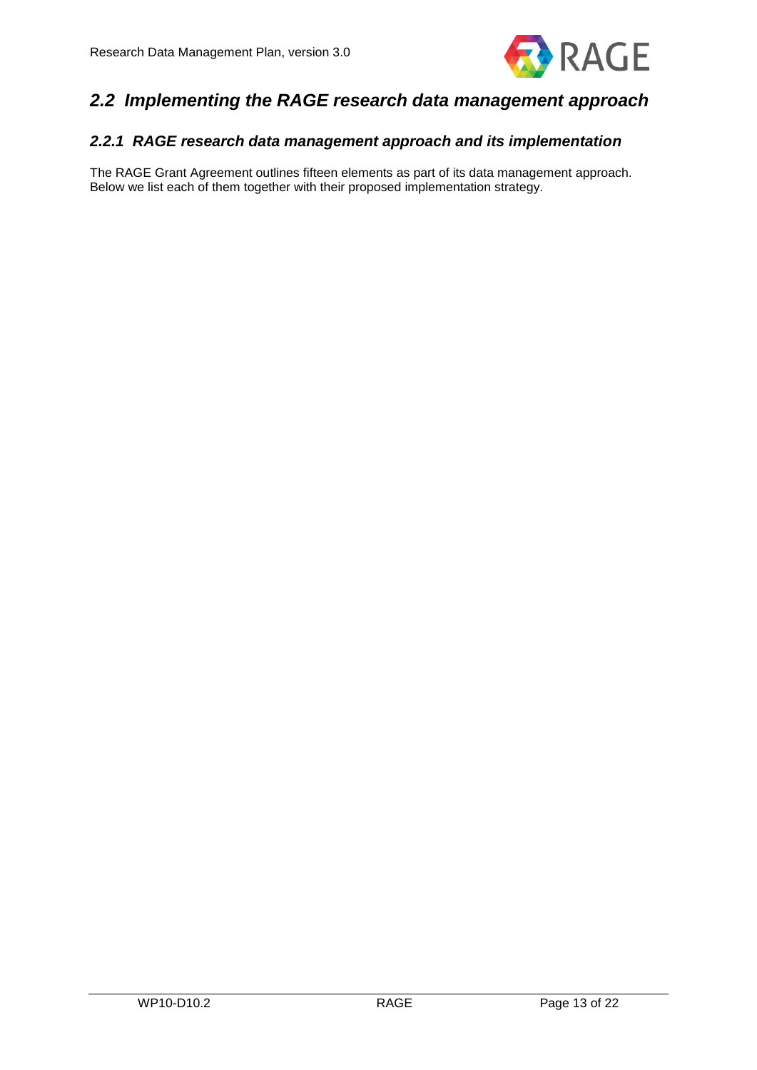## *2.2 Implementing the RAGE research data management approach*

### *2.2.1 RAGE research data management approach and its implementation*

The RAGE Grant Agreement outlines fifteen elements as part of its data management approach. Below we list each of them together with their proposed implementation strategy.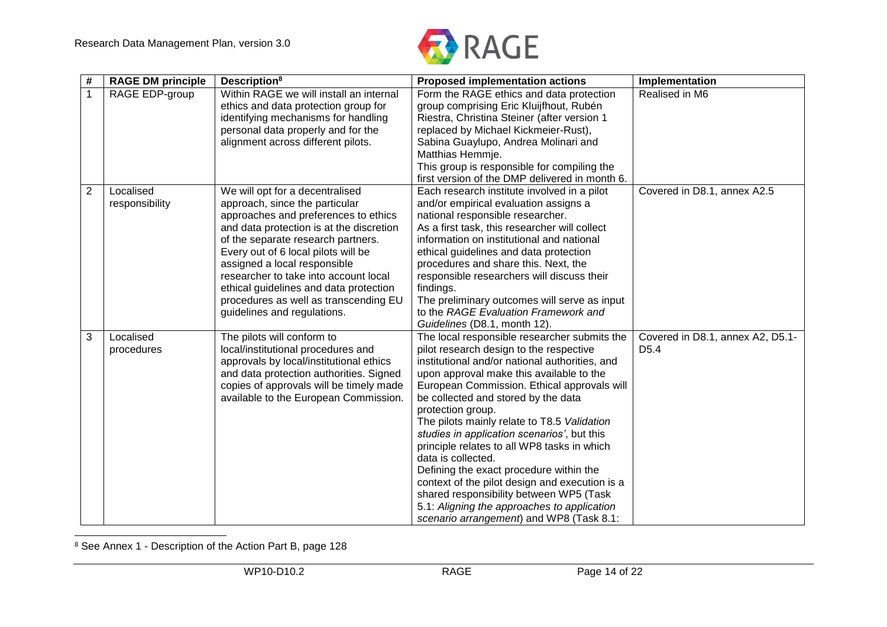| # | RAGE DM principle | Description[8] | Proposed implementation actions | Implementation |
|---|---|---|---|---|
| 1 | RAGE EDP-group | Within RAGE we will install an internal ethics and data protection group for identifying mechanisms for handling personal data properly and for the alignment across different pilots. | Form the RAGE ethics and data protection group comprising Eric Kluijfhout, Rubén Riestra, Christina Steiner (after version 1 replaced by Michael Kickmeier-Rust), Sabina Guaylupo, Andrea Molinari and Matthias Hemmje.<br>This group is responsible for compiling the first version of the DMP delivered in month 6. | Realised in M6 |
| 2 | Localised responsibility | We will opt for a decentralised approach, since the particular approaches and preferences to ethics and data protection is at the discretion of the separate research partners. Every out of 6 local pilots will be assigned a local responsible researcher to take into account local ethical guidelines and data protection procedures as well as transcending EU guidelines and regulations. | Each research institute involved in a pilot and/or empirical evaluation assigns a national responsible researcher.<br>As a first task, this researcher will collect information on institutional and national ethical guidelines and data protection procedures and share this. Next, the responsible researchers will discuss their findings.<br>The preliminary outcomes will serve as input to the *RAGE Evaluation Framework and Guidelines* (D8.1, month 12). | Covered in D8.1, annex A2.5 |
| 3 | Localised procedures | The pilots will conform to local/institutional procedures and approvals by local/institutional ethics and data protection authorities. Signed copies of approvals will be timely made available to the European Commission. | The local responsible researcher submits the pilot research design to the respective institutional and/or national authorities, and upon approval make this available to the European Commission. Ethical approvals will be collected and stored by the data protection group.<br>The pilots mainly relate to T8.5 *Validation studies in application scenarios'*, but this principle relates to all WP8 tasks in which data is collected.<br>Defining the exact procedure within the context of the pilot design and execution is a shared responsibility between WP5 (Task 5.1: *Aligning the approaches to application scenario arrangement*) and WP8 (Task 8.1: | Covered in D8.1, annex A2, D5.1-D5.4 |

[8] See Annex 1 - Description of the Action Part B, page 128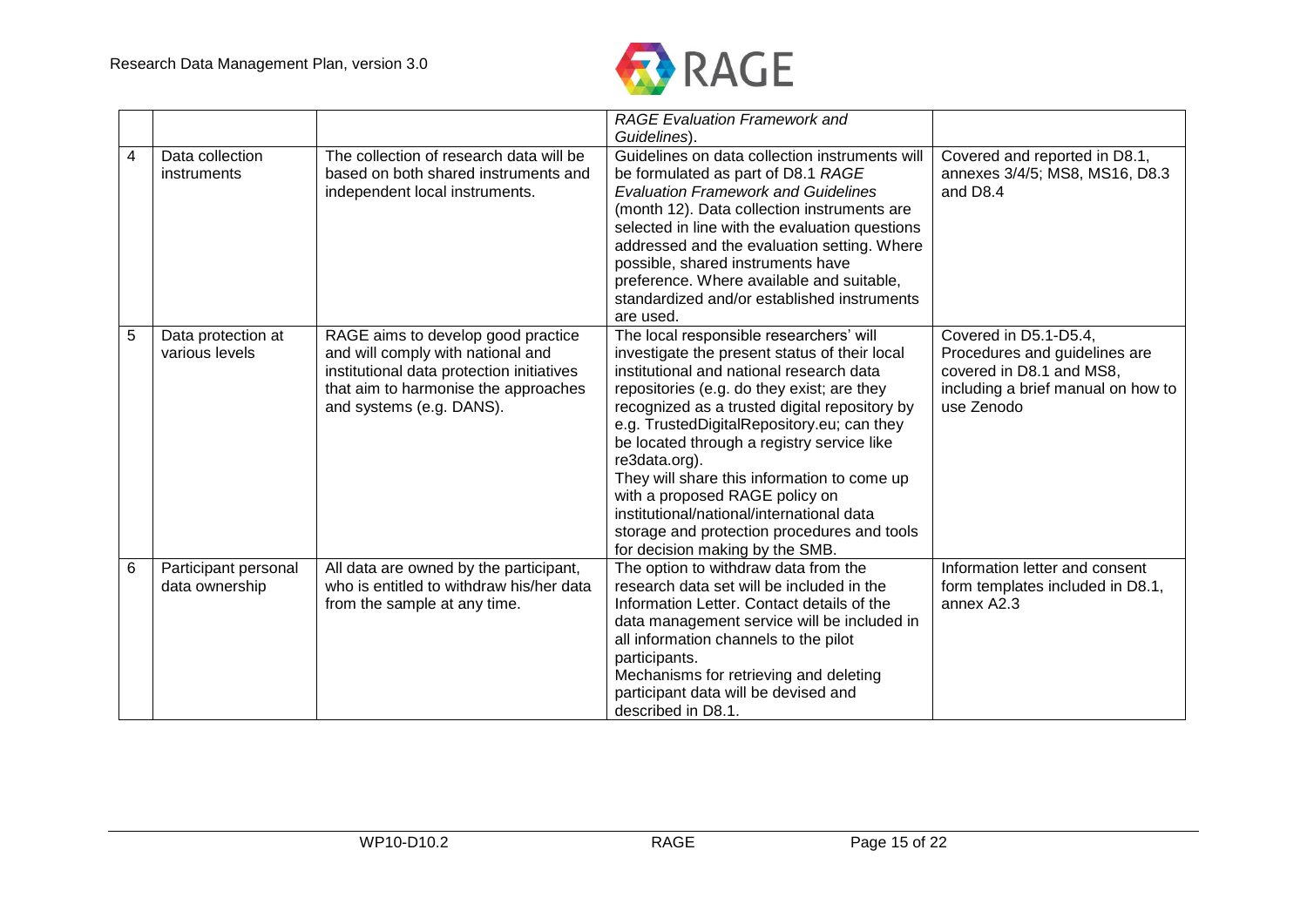| | | | | |
|---|---|---|---|---|
| | | | *RAGE Evaluation Framework and Guidelines*). | |
| 4 | Data collection instruments | The collection of research data will be based on both shared instruments and independent local instruments. | Guidelines on data collection instruments will be formulated as part of D8.1 *RAGE Evaluation Framework and Guidelines* (month 12). Data collection instruments are selected in line with the evaluation questions addressed and the evaluation setting. Where possible, shared instruments have preference. Where available and suitable, standardized and/or established instruments are used. | Covered and reported in D8.1, annexes 3/4/5; MS8, MS16, D8.3 and D8.4 |
| 5 | Data protection at various levels | RAGE aims to develop good practice and will comply with national and institutional data protection initiatives that aim to harmonise the approaches and systems (e.g. DANS). | The local responsible researchers' will investigate the present status of their local institutional and national research data repositories (e.g. do they exist; are they recognized as a trusted digital repository by e.g. TrustedDigitalRepository.eu; can they be located through a registry service like re3data.org).<br>They will share this information to come up with a proposed RAGE policy on institutional/national/international data storage and protection procedures and tools for decision making by the SMB. | Covered in D5.1-D5.4, Procedures and guidelines are covered in D8.1 and MS8, including a brief manual on how to use Zenodo |
| 6 | Participant personal data ownership | All data are owned by the participant, who is entitled to withdraw his/her data from the sample at any time. | The option to withdraw data from the research data set will be included in the Information Letter. Contact details of the data management service will be included in all information channels to the pilot participants.<br>Mechanisms for retrieving and deleting participant data will be devised and described in D8.1. | Information letter and consent form templates included in D8.1, annex A2.3 |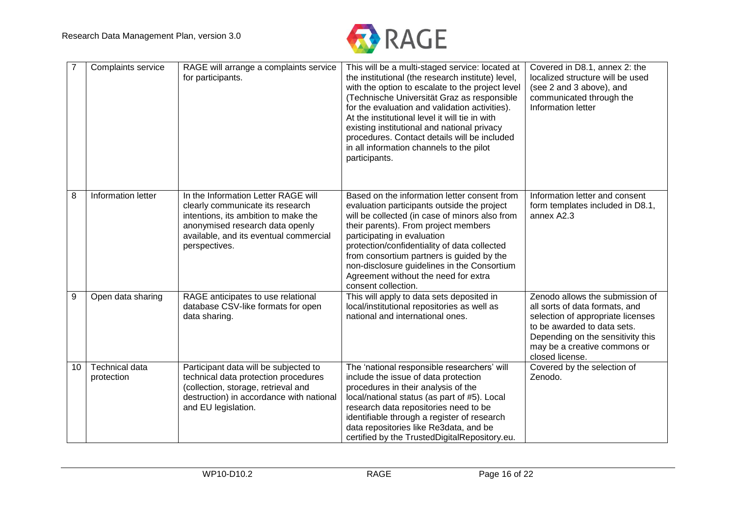| 7 | Complaints service | RAGE will arrange a complaints service for participants. | This will be a multi-staged service: located at the institutional (the research institute) level, with the option to escalate to the project level (Technische Universität Graz as responsible for the evaluation and validation activities). At the institutional level it will tie in with existing institutional and national privacy procedures. Contact details will be included in all information channels to the pilot participants. | Covered in D8.1, annex 2: the localized structure will be used (see 2 and 3 above), and communicated through the Information letter |
|---|---|---|---|---|
| 8 | Information letter | In the Information Letter RAGE will clearly communicate its research intentions, its ambition to make the anonymised research data openly available, and its eventual commercial perspectives. | Based on the information letter consent from evaluation participants outside the project will be collected (in case of minors also from their parents). From project members participating in evaluation protection/confidentiality of data collected from consortium partners is guided by the non-disclosure guidelines in the Consortium Agreement without the need for extra consent collection. | Information letter and consent form templates included in D8.1, annex A2.3 |
| 9 | Open data sharing | RAGE anticipates to use relational database CSV-like formats for open data sharing. | This will apply to data sets deposited in local/institutional repositories as well as national and international ones. | Zenodo allows the submission of all sorts of data formats, and selection of appropriate licenses to be awarded to data sets. Depending on the sensitivity this may be a creative commons or closed license. |
| 10 | Technical data protection | Participant data will be subjected to technical data protection procedures (collection, storage, retrieval and destruction) in accordance with national and EU legislation. | The 'national responsible researchers' will include the issue of data protection procedures in their analysis of the local/national status (as part of #5). Local research data repositories need to be identifiable through a register of research data repositories like Re3data, and be certified by the TrustedDigitalRepository.eu. | Covered by the selection of Zenodo. |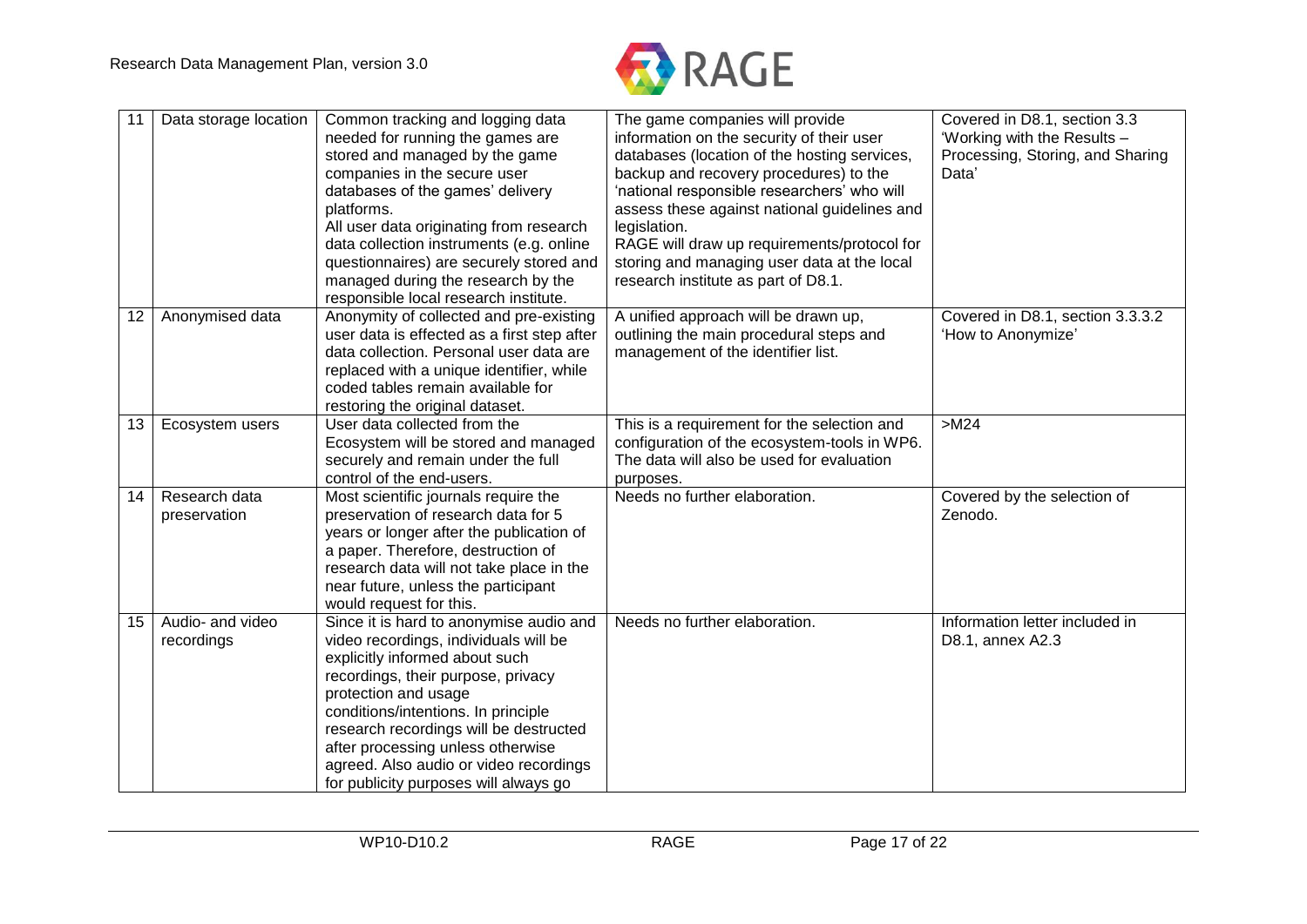| 11 | Data storage location | Common tracking and logging data needed for running the games are stored and managed by the game companies in the secure user databases of the games' delivery platforms. All user data originating from research data collection instruments (e.g. online questionnaires) are securely stored and managed during the research by the responsible local research institute. | The game companies will provide information on the security of their user databases (location of the hosting services, backup and recovery procedures) to the 'national responsible researchers' who will assess these against national guidelines and legislation. RAGE will draw up requirements/protocol for storing and managing user data at the local research institute as part of D8.1. | Covered in D8.1, section 3.3 'Working with the Results – Processing, Storing, and Sharing Data' |
|---|---|---|---|---|
| 12 | Anonymised data | Anonymity of collected and pre-existing user data is effected as a first step after data collection. Personal user data are replaced with a unique identifier, while coded tables remain available for restoring the original dataset. | A unified approach will be drawn up, outlining the main procedural steps and management of the identifier list. | Covered in D8.1, section 3.3.3.2 'How to Anonymize' |
| 13 | Ecosystem users | User data collected from the Ecosystem will be stored and managed securely and remain under the full control of the end-users. | This is a requirement for the selection and configuration of the ecosystem-tools in WP6. The data will also be used for evaluation purposes. | >M24 |
| 14 | Research data preservation | Most scientific journals require the preservation of research data for 5 years or longer after the publication of a paper. Therefore, destruction of research data will not take place in the near future, unless the participant would request for this. | Needs no further elaboration. | Covered by the selection of Zenodo. |
| 15 | Audio- and video recordings | Since it is hard to anonymise audio and video recordings, individuals will be explicitly informed about such recordings, their purpose, privacy protection and usage conditions/intentions. In principle research recordings will be destructed after processing unless otherwise agreed. Also audio or video recordings for publicity purposes will always go | Needs no further elaboration. | Information letter included in D8.1, annex A2.3 |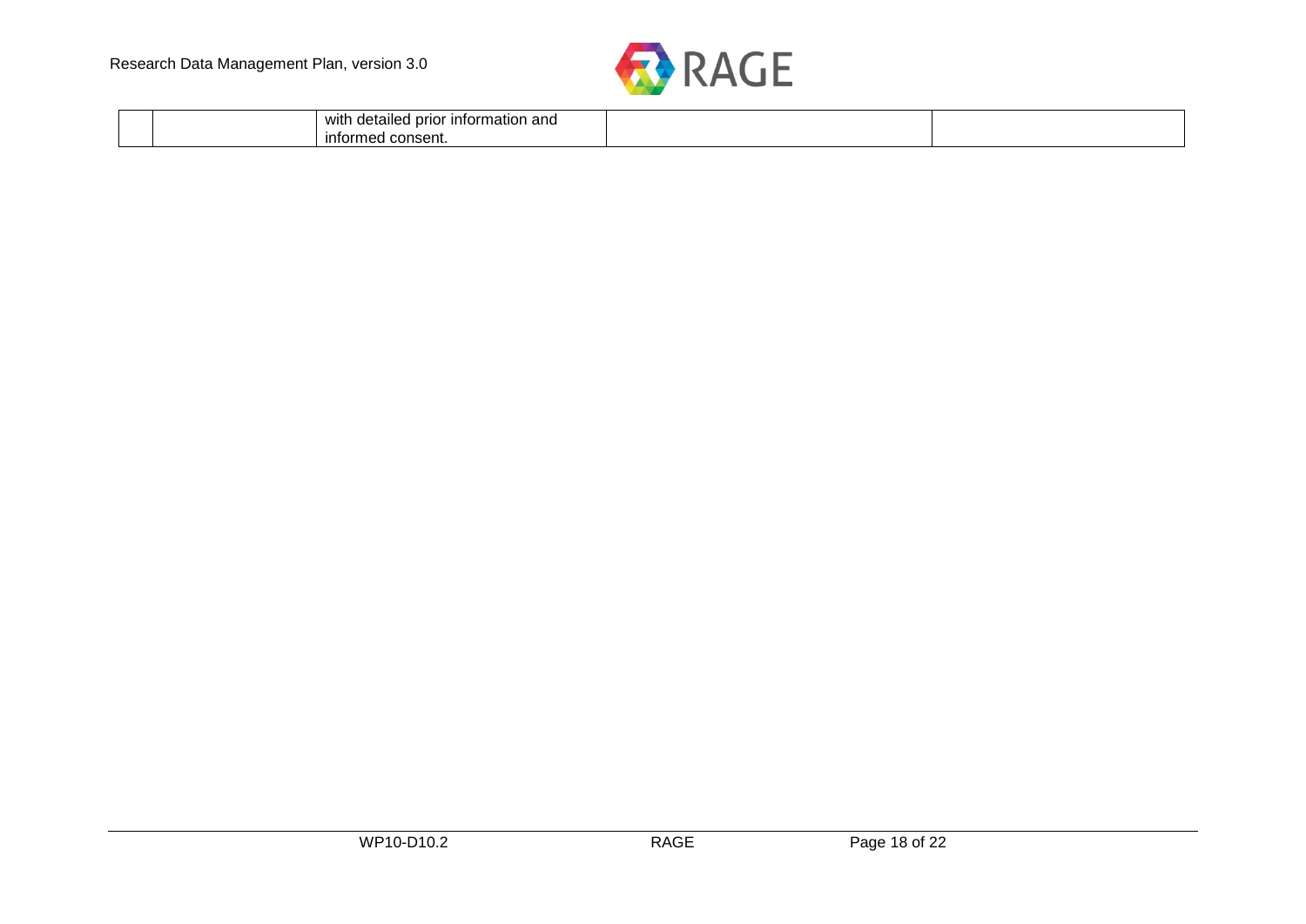|  |  | with detailed prior information and informed consent. |  |  |
| --- | --- | --- | --- | --- |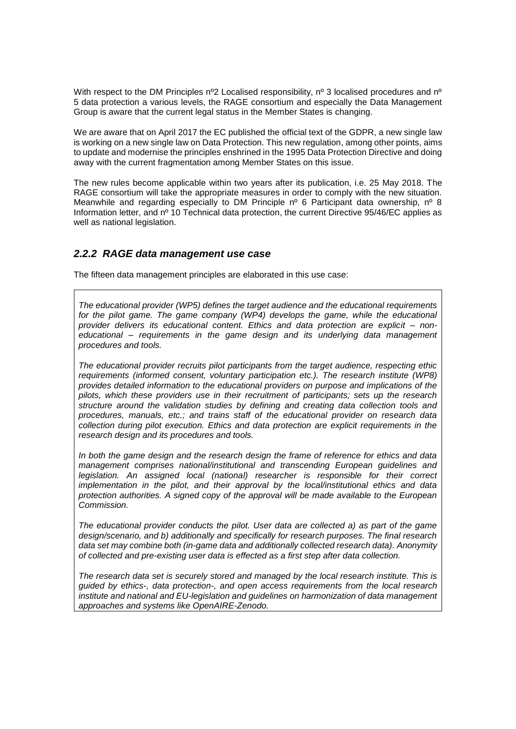With respect to the DM Principles nº2 Localised responsibility, nº 3 localised procedures and nº 5 data protection a various levels, the RAGE consortium and especially the Data Management Group is aware that the current legal status in the Member States is changing.

We are aware that on April 2017 the EC published the official text of the GDPR, a new single law is working on a new single law on Data Protection. This new regulation, among other points, aims to update and modernise the principles enshrined in the 1995 Data Protection Directive and doing away with the current fragmentation among Member States on this issue.

The new rules become applicable within two years after its publication, i.e. 25 May 2018. The RAGE consortium will take the appropriate measures in order to comply with the new situation. Meanwhile and regarding especially to DM Principle nº 6 Participant data ownership, nº 8 Information letter, and nº 10 Technical data protection, the current Directive 95/46/EC applies as well as national legislation.

### *2.2.2 RAGE data management use case*

The fifteen data management principles are elaborated in this use case:

*The educational provider (WP5) defines the target audience and the educational requirements for the pilot game. The game company (WP4) develops the game, while the educational provider delivers its educational content. Ethics and data protection are explicit – non-educational – requirements in the game design and its underlying data management procedures and tools.*

*The educational provider recruits pilot participants from the target audience, respecting ethic requirements (informed consent, voluntary participation etc.). The research institute (WP8) provides detailed information to the educational providers on purpose and implications of the pilots, which these providers use in their recruitment of participants; sets up the research structure around the validation studies by defining and creating data collection tools and procedures, manuals, etc.; and trains staff of the educational provider on research data collection during pilot execution. Ethics and data protection are explicit requirements in the research design and its procedures and tools.*

*In both the game design and the research design the frame of reference for ethics and data management comprises national/institutional and transcending European guidelines and legislation. An assigned local (national) researcher is responsible for their correct implementation in the pilot, and their approval by the local/institutional ethics and data protection authorities. A signed copy of the approval will be made available to the European Commission.*

*The educational provider conducts the pilot. User data are collected a) as part of the game design/scenario, and b) additionally and specifically for research purposes. The final research data set may combine both (in-game data and additionally collected research data). Anonymity of collected and pre-existing user data is effected as a first step after data collection.*

*The research data set is securely stored and managed by the local research institute. This is guided by ethics-, data protection-, and open access requirements from the local research institute and national and EU-legislation and guidelines on harmonization of data management approaches and systems like OpenAIRE-Zenodo.*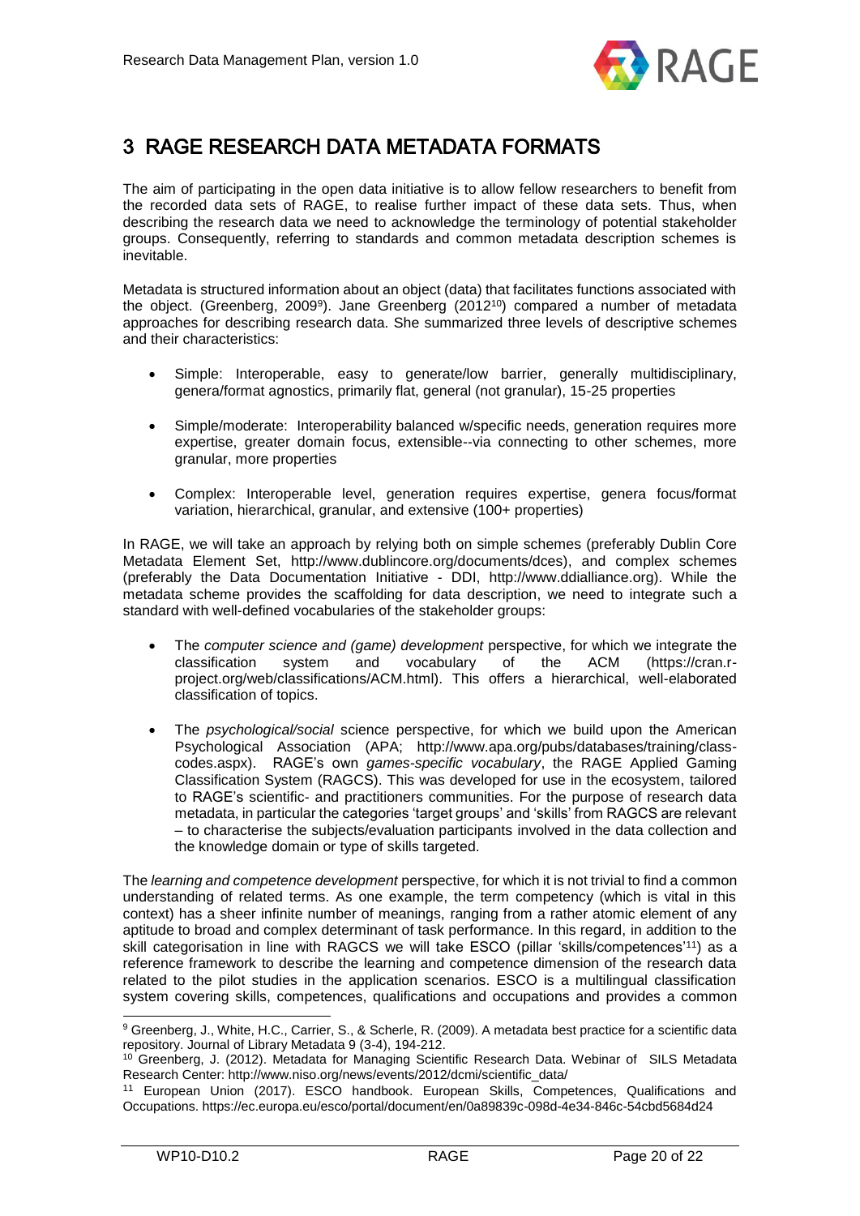# 3 RAGE RESEARCH DATA METADATA FORMATS

The aim of participating in the open data initiative is to allow fellow researchers to benefit from the recorded data sets of RAGE, to realise further impact of these data sets. Thus, when describing the research data we need to acknowledge the terminology of potential stakeholder groups. Consequently, referring to standards and common metadata description schemes is inevitable.

Metadata is structured information about an object (data) that facilitates functions associated with the object. (Greenberg, 2009[9]). Jane Greenberg (2012[10]) compared a number of metadata approaches for describing research data. She summarized three levels of descriptive schemes and their characteristics:

- Simple: Interoperable, easy to generate/low barrier, generally multidisciplinary, genera/format agnostics, primarily flat, general (not granular), 15-25 properties
- Simple/moderate: Interoperability balanced w/specific needs, generation requires more expertise, greater domain focus, extensible--via connecting to other schemes, more granular, more properties
- Complex: Interoperable level, generation requires expertise, genera focus/format variation, hierarchical, granular, and extensive (100+ properties)

In RAGE, we will take an approach by relying both on simple schemes (preferably Dublin Core Metadata Element Set, http://www.dublincore.org/documents/dces), and complex schemes (preferably the Data Documentation Initiative - DDI, http://www.ddialliance.org). While the metadata scheme provides the scaffolding for data description, we need to integrate such a standard with well-defined vocabularies of the stakeholder groups:

- The *computer science and (game) development* perspective, for which we integrate the classification system and vocabulary of the ACM (https://cran.r-project.org/web/classifications/ACM.html). This offers a hierarchical, well-elaborated classification of topics.
- The *psychological/social* science perspective, for which we build upon the American Psychological Association (APA; http://www.apa.org/pubs/databases/training/class-codes.aspx). RAGE's own *games-specific vocabulary*, the RAGE Applied Gaming Classification System (RAGCS). This was developed for use in the ecosystem, tailored to RAGE's scientific- and practitioners communities. For the purpose of research data metadata, in particular the categories 'target groups' and 'skills' from RAGCS are relevant – to characterise the subjects/evaluation participants involved in the data collection and the knowledge domain or type of skills targeted.

The *learning and competence development* perspective, for which it is not trivial to find a common understanding of related terms. As one example, the term competency (which is vital in this context) has a sheer infinite number of meanings, ranging from a rather atomic element of any aptitude to broad and complex determinant of task performance. In this regard, in addition to the skill categorisation in line with RAGCS we will take ESCO (pillar 'skills/competences'[11]) as a reference framework to describe the learning and competence dimension of the research data related to the pilot studies in the application scenarios. ESCO is a multilingual classification system covering skills, competences, qualifications and occupations and provides a common

---

[9] Greenberg, J., White, H.C., Carrier, S., & Scherle, R. (2009). A metadata best practice for a scientific data repository. Journal of Library Metadata 9 (3-4), 194-212.

[10] Greenberg, J. (2012). Metadata for Managing Scientific Research Data. Webinar of SILS Metadata Research Center: http://www.niso.org/news/events/2012/dcmi/scientific_data/

[11] European Union (2017). ESCO handbook. European Skills, Competences, Qualifications and Occupations. https://ec.europa.eu/esco/portal/document/en/0a89839c-098d-4e34-846c-54cbd5684d24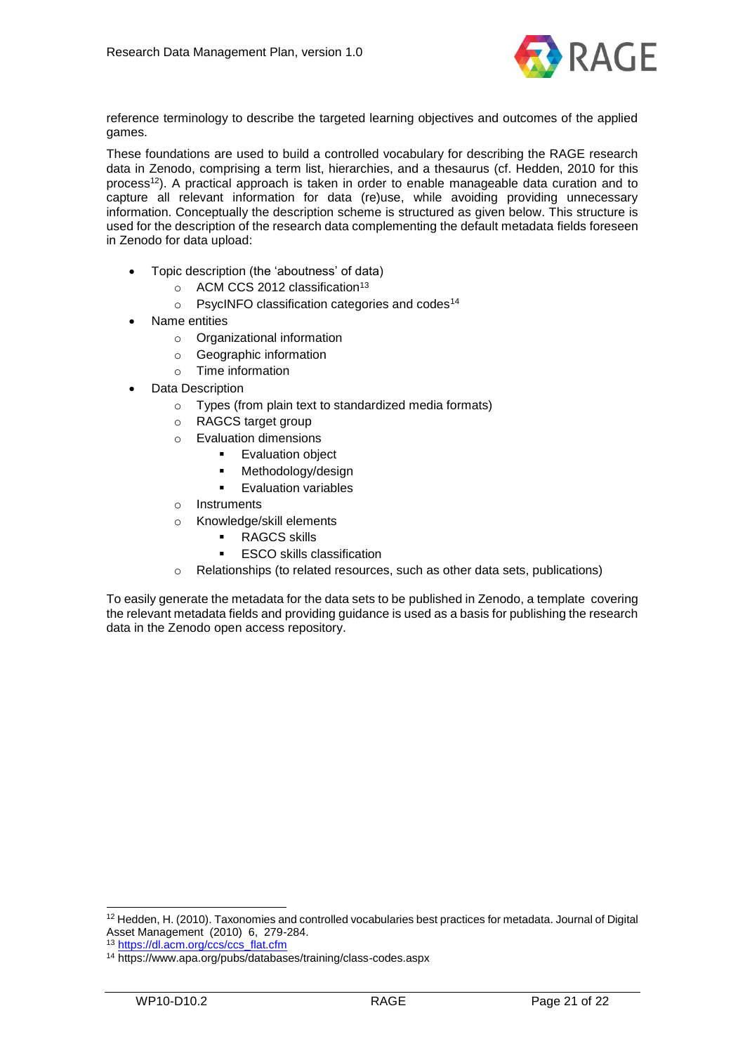reference terminology to describe the targeted learning objectives and outcomes of the applied games.

These foundations are used to build a controlled vocabulary for describing the RAGE research data in Zenodo, comprising a term list, hierarchies, and a thesaurus (cf. Hedden, 2010 for this process[12]). A practical approach is taken in order to enable manageable data curation and to capture all relevant information for data (re)use, while avoiding providing unnecessary information. Conceptually the description scheme is structured as given below. This structure is used for the description of the research data complementing the default metadata fields foreseen in Zenodo for data upload:

- Topic description (the 'aboutness' of data)
  - ACM CCS 2012 classification[13]
  - PsycINFO classification categories and codes[14]
- Name entities
  - Organizational information
  - Geographic information
  - Time information
- Data Description
  - Types (from plain text to standardized media formats)
  - RAGCS target group
  - Evaluation dimensions
    - Evaluation object
    - Methodology/design
    - Evaluation variables
  - Instruments
  - Knowledge/skill elements
    - RAGCS skills
    - ESCO skills classification
  - Relationships (to related resources, such as other data sets, publications)

To easily generate the metadata for the data sets to be published in Zenodo, a template covering the relevant metadata fields and providing guidance is used as a basis for publishing the research data in the Zenodo open access repository.

---

[12] Hedden, H. (2010). Taxonomies and controlled vocabularies best practices for metadata. Journal of Digital Asset Management (2010) 6, 279-284.

[13] https://dl.acm.org/ccs/ccs_flat.cfm

[14] https://www.apa.org/pubs/databases/training/class-codes.aspx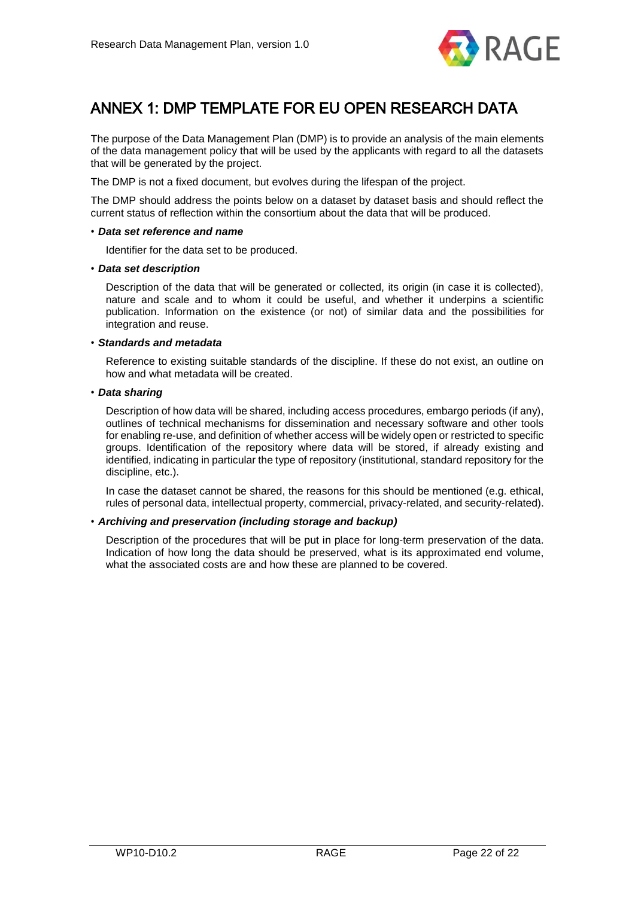# ANNEX 1: DMP TEMPLATE FOR EU OPEN RESEARCH DATA

The purpose of the Data Management Plan (DMP) is to provide an analysis of the main elements of the data management policy that will be used by the applicants with regard to all the datasets that will be generated by the project.

The DMP is not a fixed document, but evolves during the lifespan of the project.

The DMP should address the points below on a dataset by dataset basis and should reflect the current status of reflection within the consortium about the data that will be produced.

- ***Data set reference and name***

  Identifier for the data set to be produced.

- ***Data set description***

  Description of the data that will be generated or collected, its origin (in case it is collected), nature and scale and to whom it could be useful, and whether it underpins a scientific publication. Information on the existence (or not) of similar data and the possibilities for integration and reuse.

- ***Standards and metadata***

  Reference to existing suitable standards of the discipline. If these do not exist, an outline on how and what metadata will be created.

- ***Data sharing***

  Description of how data will be shared, including access procedures, embargo periods (if any), outlines of technical mechanisms for dissemination and necessary software and other tools for enabling re-use, and definition of whether access will be widely open or restricted to specific groups. Identification of the repository where data will be stored, if already existing and identified, indicating in particular the type of repository (institutional, standard repository for the discipline, etc.).

  In case the dataset cannot be shared, the reasons for this should be mentioned (e.g. ethical, rules of personal data, intellectual property, commercial, privacy-related, and security-related).

- ***Archiving and preservation (including storage and backup)***

  Description of the procedures that will be put in place for long-term preservation of the data. Indication of how long the data should be preserved, what is its approximated end volume, what the associated costs are and how these are planned to be covered.